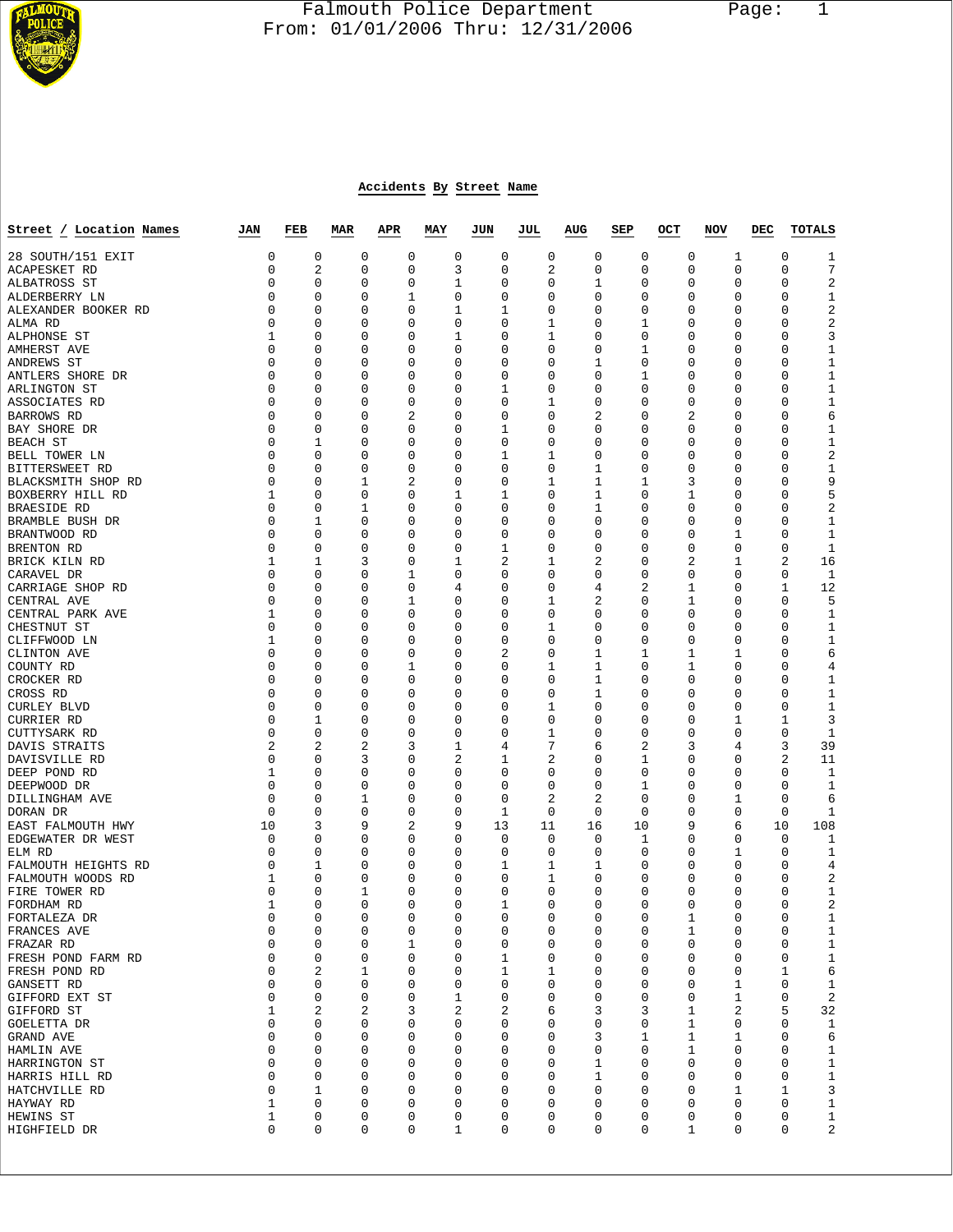# Falmouth Police Department

From: 01/01/2006 Thru: 12/31/2006

## Accidents By Street Name

| Street / Location Names | JAN | FEB | MAR | APR | MAY | JUN | JUL | AUG | SEP | OCT | NOV | DEC | TOTALS |
|---|---|---|---|---|---|---|---|---|---|---|---|---|---|
| 28 SOUTH/151 EXIT | 0 | 0 | 0 | 0 | 0 | 0 | 0 | 0 | 0 | 0 | 1 | 0 | 1 |
| ACAPESKET RD | 0 | 2 | 0 | 0 | 3 | 0 | 2 | 0 | 0 | 0 | 0 | 0 | 7 |
| ALBATROSS ST | 0 | 0 | 0 | 0 | 1 | 0 | 0 | 1 | 0 | 0 | 0 | 0 | 2 |
| ALDERBERRY LN | 0 | 0 | 0 | 1 | 0 | 0 | 0 | 0 | 0 | 0 | 0 | 0 | 1 |
| ALEXANDER BOOKER RD | 0 | 0 | 0 | 0 | 1 | 1 | 0 | 0 | 0 | 0 | 0 | 0 | 2 |
| ALMA RD | 0 | 0 | 0 | 0 | 0 | 0 | 1 | 0 | 1 | 0 | 0 | 0 | 2 |
| ALPHONSE ST | 1 | 0 | 0 | 0 | 1 | 0 | 1 | 0 | 0 | 0 | 0 | 0 | 3 |
| AMHERST AVE | 0 | 0 | 0 | 0 | 0 | 0 | 0 | 0 | 1 | 0 | 0 | 0 | 1 |
| ANDREWS ST | 0 | 0 | 0 | 0 | 0 | 0 | 0 | 1 | 0 | 0 | 0 | 0 | 1 |
| ANTLERS SHORE DR | 0 | 0 | 0 | 0 | 0 | 0 | 0 | 0 | 1 | 0 | 0 | 0 | 1 |
| ARLINGTON ST | 0 | 0 | 0 | 0 | 0 | 1 | 0 | 0 | 0 | 0 | 0 | 0 | 1 |
| ASSOCIATES RD | 0 | 0 | 0 | 0 | 0 | 0 | 1 | 0 | 0 | 0 | 0 | 0 | 1 |
| BARROWS RD | 0 | 0 | 0 | 2 | 0 | 0 | 0 | 2 | 0 | 2 | 0 | 0 | 6 |
| BAY SHORE DR | 0 | 0 | 0 | 0 | 0 | 1 | 0 | 0 | 0 | 0 | 0 | 0 | 1 |
| BEACH ST | 0 | 1 | 0 | 0 | 0 | 0 | 0 | 0 | 0 | 0 | 0 | 0 | 1 |
| BELL TOWER LN | 0 | 0 | 0 | 0 | 0 | 1 | 1 | 0 | 0 | 0 | 0 | 0 | 2 |
| BITTERSWEET RD | 0 | 0 | 0 | 0 | 0 | 0 | 0 | 1 | 0 | 0 | 0 | 0 | 1 |
| BLACKSMITH SHOP RD | 0 | 0 | 1 | 2 | 0 | 0 | 1 | 1 | 1 | 3 | 0 | 0 | 9 |
| BOXBERRY HILL RD | 1 | 0 | 0 | 0 | 1 | 1 | 0 | 1 | 0 | 1 | 0 | 0 | 5 |
| BRAESIDE RD | 0 | 0 | 1 | 0 | 0 | 0 | 0 | 1 | 0 | 0 | 0 | 0 | 2 |
| BRAMBLE BUSH DR | 0 | 1 | 0 | 0 | 0 | 0 | 0 | 0 | 0 | 0 | 0 | 0 | 1 |
| BRANTWOOD RD | 0 | 0 | 0 | 0 | 0 | 0 | 0 | 0 | 0 | 0 | 1 | 0 | 1 |
| BRENTON RD | 0 | 0 | 0 | 0 | 0 | 1 | 0 | 0 | 0 | 0 | 0 | 0 | 1 |
| BRICK KILN RD | 1 | 1 | 3 | 0 | 1 | 2 | 1 | 2 | 0 | 2 | 1 | 2 | 16 |
| CARAVEL DR | 0 | 0 | 0 | 1 | 0 | 0 | 0 | 0 | 0 | 0 | 0 | 0 | 1 |
| CARRIAGE SHOP RD | 0 | 0 | 0 | 0 | 4 | 0 | 0 | 4 | 2 | 1 | 0 | 1 | 12 |
| CENTRAL AVE | 0 | 0 | 0 | 1 | 0 | 0 | 1 | 2 | 0 | 1 | 0 | 0 | 5 |
| CENTRAL PARK AVE | 1 | 0 | 0 | 0 | 0 | 0 | 0 | 0 | 0 | 0 | 0 | 0 | 1 |
| CHESTNUT ST | 0 | 0 | 0 | 0 | 0 | 0 | 1 | 0 | 0 | 0 | 0 | 0 | 1 |
| CLIFFWOOD LN | 1 | 0 | 0 | 0 | 0 | 0 | 0 | 0 | 0 | 0 | 0 | 0 | 1 |
| CLINTON AVE | 0 | 0 | 0 | 0 | 0 | 2 | 0 | 1 | 1 | 1 | 1 | 0 | 6 |
| COUNTY RD | 0 | 0 | 0 | 1 | 0 | 0 | 1 | 1 | 0 | 1 | 0 | 0 | 4 |
| CROCKER RD | 0 | 0 | 0 | 0 | 0 | 0 | 0 | 1 | 0 | 0 | 0 | 0 | 1 |
| CROSS RD | 0 | 0 | 0 | 0 | 0 | 0 | 0 | 1 | 0 | 0 | 0 | 0 | 1 |
| CURLEY BLVD | 0 | 0 | 0 | 0 | 0 | 0 | 1 | 0 | 0 | 0 | 0 | 0 | 1 |
| CURRIER RD | 0 | 1 | 0 | 0 | 0 | 0 | 0 | 0 | 0 | 0 | 1 | 1 | 3 |
| CUTTYSARK RD | 0 | 0 | 0 | 0 | 0 | 0 | 1 | 0 | 0 | 0 | 0 | 0 | 1 |
| DAVIS STRAITS | 2 | 2 | 2 | 3 | 1 | 4 | 7 | 6 | 2 | 3 | 4 | 3 | 39 |
| DAVISVILLE RD | 0 | 0 | 3 | 0 | 2 | 1 | 2 | 0 | 1 | 0 | 0 | 2 | 11 |
| DEEP POND RD | 1 | 0 | 0 | 0 | 0 | 0 | 0 | 0 | 0 | 0 | 0 | 0 | 1 |
| DEEPWOOD DR | 0 | 0 | 0 | 0 | 0 | 0 | 0 | 0 | 1 | 0 | 0 | 0 | 1 |
| DILLINGHAM AVE | 0 | 0 | 1 | 0 | 0 | 0 | 2 | 2 | 0 | 0 | 1 | 0 | 6 |
| DORAN DR | 0 | 0 | 0 | 0 | 0 | 1 | 0 | 0 | 0 | 0 | 0 | 0 | 1 |
| EAST FALMOUTH HWY | 10 | 3 | 9 | 2 | 9 | 13 | 11 | 16 | 10 | 9 | 6 | 10 | 108 |
| EDGEWATER DR WEST | 0 | 0 | 0 | 0 | 0 | 0 | 0 | 0 | 1 | 0 | 0 | 0 | 1 |
| ELM RD | 0 | 0 | 0 | 0 | 0 | 0 | 0 | 0 | 0 | 0 | 1 | 0 | 1 |
| FALMOUTH HEIGHTS RD | 0 | 1 | 0 | 0 | 0 | 1 | 1 | 1 | 0 | 0 | 0 | 0 | 4 |
| FALMOUTH WOODS RD | 1 | 0 | 0 | 0 | 0 | 0 | 1 | 0 | 0 | 0 | 0 | 0 | 2 |
| FIRE TOWER RD | 0 | 0 | 1 | 0 | 0 | 0 | 0 | 0 | 0 | 0 | 0 | 0 | 1 |
| FORDHAM RD | 1 | 0 | 0 | 0 | 0 | 1 | 0 | 0 | 0 | 0 | 0 | 0 | 2 |
| FORTALEZA DR | 0 | 0 | 0 | 0 | 0 | 0 | 0 | 0 | 0 | 1 | 0 | 0 | 1 |
| FRANCES AVE | 0 | 0 | 0 | 0 | 0 | 0 | 0 | 0 | 0 | 1 | 0 | 0 | 1 |
| FRAZAR RD | 0 | 0 | 0 | 1 | 0 | 0 | 0 | 0 | 0 | 0 | 0 | 0 | 1 |
| FRESH POND FARM RD | 0 | 0 | 0 | 0 | 0 | 1 | 0 | 0 | 0 | 0 | 0 | 0 | 1 |
| FRESH POND RD | 0 | 2 | 1 | 0 | 0 | 1 | 1 | 0 | 0 | 0 | 0 | 1 | 6 |
| GANSETT RD | 0 | 0 | 0 | 0 | 0 | 0 | 0 | 0 | 0 | 0 | 1 | 0 | 1 |
| GIFFORD EXT ST | 0 | 0 | 0 | 0 | 1 | 0 | 0 | 0 | 0 | 0 | 1 | 0 | 2 |
| GIFFORD ST | 1 | 2 | 2 | 3 | 2 | 2 | 6 | 3 | 3 | 1 | 2 | 5 | 32 |
| GOELETTA DR | 0 | 0 | 0 | 0 | 0 | 0 | 0 | 0 | 0 | 1 | 0 | 0 | 1 |
| GRAND AVE | 0 | 0 | 0 | 0 | 0 | 0 | 0 | 3 | 1 | 1 | 1 | 0 | 6 |
| HAMLIN AVE | 0 | 0 | 0 | 0 | 0 | 0 | 0 | 0 | 0 | 1 | 0 | 0 | 1 |
| HARRINGTON ST | 0 | 0 | 0 | 0 | 0 | 0 | 0 | 1 | 0 | 0 | 0 | 0 | 1 |
| HARRIS HILL RD | 0 | 0 | 0 | 0 | 0 | 0 | 0 | 1 | 0 | 0 | 0 | 0 | 1 |
| HATCHVILLE RD | 0 | 1 | 0 | 0 | 0 | 0 | 0 | 0 | 0 | 0 | 1 | 1 | 3 |
| HAYWAY RD | 1 | 0 | 0 | 0 | 0 | 0 | 0 | 0 | 0 | 0 | 0 | 0 | 1 |
| HEWINS ST | 1 | 0 | 0 | 0 | 0 | 0 | 0 | 0 | 0 | 0 | 0 | 0 | 1 |
| HIGHFIELD DR | 0 | 0 | 0 | 0 | 1 | 0 | 0 | 0 | 0 | 1 | 0 | 0 | 2 |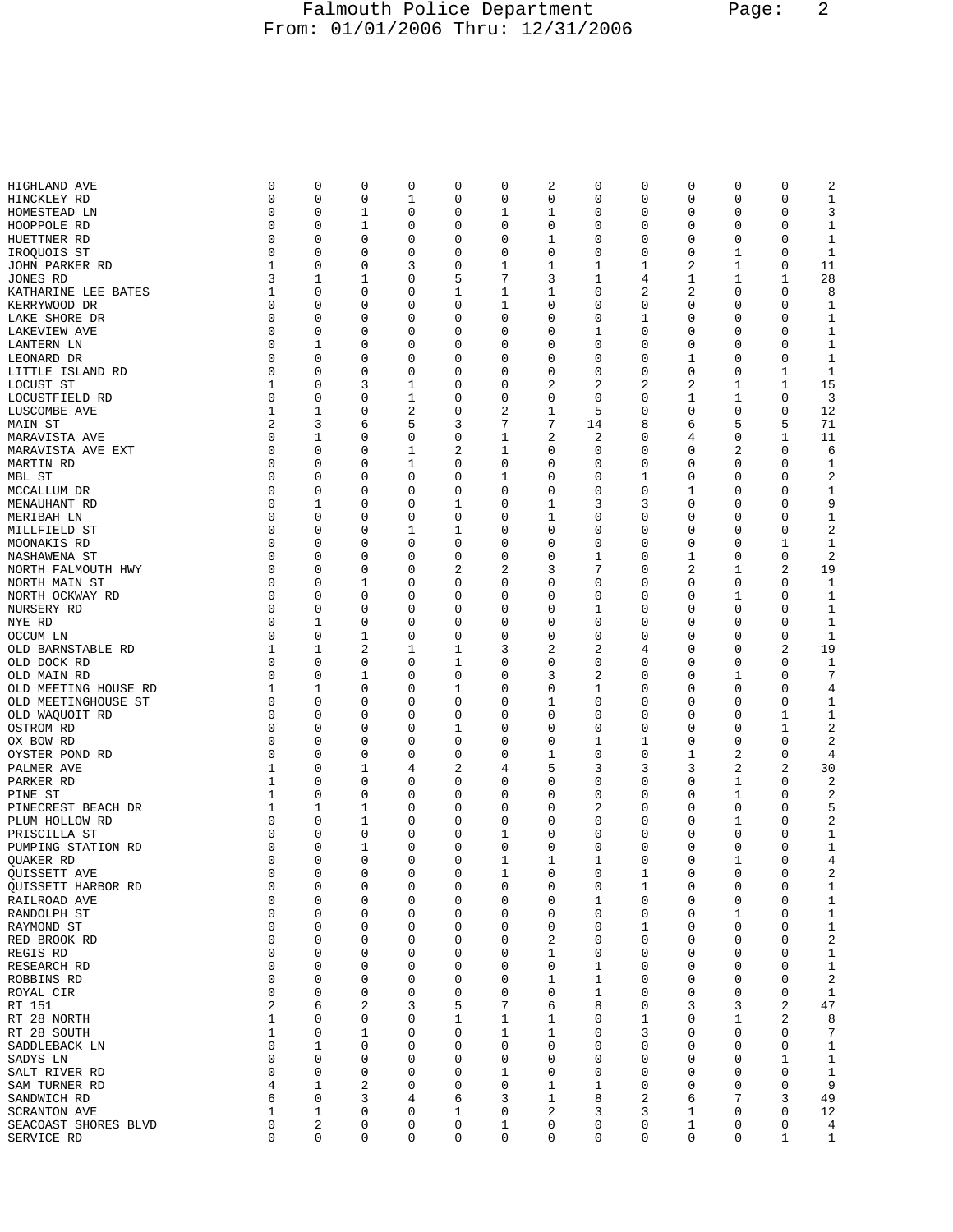| | | | | | | | | | | | | | |
|---|---|---|---|---|---|---|---|---|---|---|---|---|---|
| HIGHLAND AVE | 0 | 0 | 0 | 0 | 0 | 0 | 2 | 0 | 0 | 0 | 0 | 0 | 2 |
| HINCKLEY RD | 0 | 0 | 0 | 1 | 0 | 0 | 0 | 0 | 0 | 0 | 0 | 0 | 1 |
| HOMESTEAD LN | 0 | 0 | 1 | 0 | 0 | 1 | 1 | 0 | 0 | 0 | 0 | 0 | 3 |
| HOOPPOLE RD | 0 | 0 | 1 | 0 | 0 | 0 | 0 | 0 | 0 | 0 | 0 | 0 | 1 |
| HUETTNER RD | 0 | 0 | 0 | 0 | 0 | 0 | 1 | 0 | 0 | 0 | 0 | 0 | 1 |
| IROQUOIS ST | 0 | 0 | 0 | 0 | 0 | 0 | 0 | 0 | 0 | 0 | 1 | 0 | 1 |
| JOHN PARKER RD | 1 | 0 | 0 | 3 | 0 | 1 | 1 | 1 | 1 | 2 | 1 | 0 | 11 |
| JONES RD | 3 | 1 | 1 | 0 | 5 | 7 | 3 | 1 | 4 | 1 | 1 | 1 | 28 |
| KATHARINE LEE BATES | 1 | 0 | 0 | 0 | 1 | 1 | 1 | 0 | 2 | 2 | 0 | 0 | 8 |
| KERRYWOOD DR | 0 | 0 | 0 | 0 | 0 | 1 | 0 | 0 | 0 | 0 | 0 | 0 | 1 |
| LAKE SHORE DR | 0 | 0 | 0 | 0 | 0 | 0 | 0 | 0 | 1 | 0 | 0 | 0 | 1 |
| LAKEVIEW AVE | 0 | 0 | 0 | 0 | 0 | 0 | 0 | 1 | 0 | 0 | 0 | 0 | 1 |
| LANTERN LN | 0 | 1 | 0 | 0 | 0 | 0 | 0 | 0 | 0 | 0 | 0 | 0 | 1 |
| LEONARD DR | 0 | 0 | 0 | 0 | 0 | 0 | 0 | 0 | 0 | 1 | 0 | 0 | 1 |
| LITTLE ISLAND RD | 0 | 0 | 0 | 0 | 0 | 0 | 0 | 0 | 0 | 0 | 0 | 1 | 1 |
| LOCUST ST | 1 | 0 | 3 | 1 | 0 | 0 | 2 | 2 | 2 | 2 | 1 | 1 | 15 |
| LOCUSTFIELD RD | 0 | 0 | 0 | 1 | 0 | 0 | 0 | 0 | 0 | 1 | 1 | 0 | 3 |
| LUSCOMBE AVE | 1 | 1 | 0 | 2 | 0 | 2 | 1 | 5 | 0 | 0 | 0 | 0 | 12 |
| MAIN ST | 2 | 3 | 6 | 5 | 3 | 7 | 7 | 14 | 8 | 6 | 5 | 5 | 71 |
| MARAVISTA AVE | 0 | 1 | 0 | 0 | 0 | 1 | 2 | 2 | 0 | 4 | 0 | 1 | 11 |
| MARAVISTA AVE EXT | 0 | 0 | 0 | 1 | 2 | 1 | 0 | 0 | 0 | 0 | 2 | 0 | 6 |
| MARTIN RD | 0 | 0 | 0 | 1 | 0 | 0 | 0 | 0 | 0 | 0 | 0 | 0 | 1 |
| MBL ST | 0 | 0 | 0 | 0 | 0 | 1 | 0 | 0 | 1 | 0 | 0 | 0 | 2 |
| MCCALLUM DR | 0 | 0 | 0 | 0 | 0 | 0 | 0 | 0 | 0 | 1 | 0 | 0 | 1 |
| MENAUHANT RD | 0 | 1 | 0 | 0 | 1 | 0 | 1 | 3 | 3 | 0 | 0 | 0 | 9 |
| MERIBAH LN | 0 | 0 | 0 | 0 | 0 | 0 | 1 | 0 | 0 | 0 | 0 | 0 | 1 |
| MILLFIELD ST | 0 | 0 | 0 | 1 | 1 | 0 | 0 | 0 | 0 | 0 | 0 | 0 | 2 |
| MOONAKIS RD | 0 | 0 | 0 | 0 | 0 | 0 | 0 | 0 | 0 | 0 | 0 | 1 | 1 |
| NASHAWENA ST | 0 | 0 | 0 | 0 | 0 | 0 | 0 | 1 | 0 | 1 | 0 | 0 | 2 |
| NORTH FALMOUTH HWY | 0 | 0 | 0 | 0 | 2 | 2 | 3 | 7 | 0 | 2 | 1 | 2 | 19 |
| NORTH MAIN ST | 0 | 0 | 1 | 0 | 0 | 0 | 0 | 0 | 0 | 0 | 0 | 0 | 1 |
| NORTH OCKWAY RD | 0 | 0 | 0 | 0 | 0 | 0 | 0 | 0 | 0 | 0 | 1 | 0 | 1 |
| NURSERY RD | 0 | 0 | 0 | 0 | 0 | 0 | 0 | 1 | 0 | 0 | 0 | 0 | 1 |
| NYE RD | 0 | 1 | 0 | 0 | 0 | 0 | 0 | 0 | 0 | 0 | 0 | 0 | 1 |
| OCCUM LN | 0 | 0 | 1 | 0 | 0 | 0 | 0 | 0 | 0 | 0 | 0 | 0 | 1 |
| OLD BARNSTABLE RD | 1 | 1 | 2 | 1 | 1 | 3 | 2 | 2 | 4 | 0 | 0 | 2 | 19 |
| OLD DOCK RD | 0 | 0 | 0 | 0 | 1 | 0 | 0 | 0 | 0 | 0 | 0 | 0 | 1 |
| OLD MAIN RD | 0 | 0 | 1 | 0 | 0 | 0 | 3 | 2 | 0 | 0 | 1 | 0 | 7 |
| OLD MEETING HOUSE RD | 1 | 1 | 0 | 0 | 1 | 0 | 0 | 1 | 0 | 0 | 0 | 0 | 4 |
| OLD MEETINGHOUSE ST | 0 | 0 | 0 | 0 | 0 | 0 | 1 | 0 | 0 | 0 | 0 | 0 | 1 |
| OLD WAQUOIT RD | 0 | 0 | 0 | 0 | 0 | 0 | 0 | 0 | 0 | 0 | 0 | 1 | 1 |
| OSTROM RD | 0 | 0 | 0 | 0 | 1 | 0 | 0 | 0 | 0 | 0 | 0 | 1 | 2 |
| OX BOW RD | 0 | 0 | 0 | 0 | 0 | 0 | 0 | 1 | 1 | 0 | 0 | 0 | 2 |
| OYSTER POND RD | 0 | 0 | 0 | 0 | 0 | 0 | 1 | 0 | 0 | 1 | 2 | 0 | 4 |
| PALMER AVE | 1 | 0 | 1 | 4 | 2 | 4 | 5 | 3 | 3 | 3 | 2 | 2 | 30 |
| PARKER RD | 1 | 0 | 0 | 0 | 0 | 0 | 0 | 0 | 0 | 0 | 1 | 0 | 2 |
| PINE ST | 1 | 0 | 0 | 0 | 0 | 0 | 0 | 0 | 0 | 0 | 1 | 0 | 2 |
| PINECREST BEACH DR | 1 | 1 | 1 | 0 | 0 | 0 | 0 | 2 | 0 | 0 | 0 | 0 | 5 |
| PLUM HOLLOW RD | 0 | 0 | 1 | 0 | 0 | 0 | 0 | 0 | 0 | 0 | 1 | 0 | 2 |
| PRISCILLA ST | 0 | 0 | 0 | 0 | 0 | 1 | 0 | 0 | 0 | 0 | 0 | 0 | 1 |
| PUMPING STATION RD | 0 | 0 | 1 | 0 | 0 | 0 | 0 | 0 | 0 | 0 | 0 | 0 | 1 |
| QUAKER RD | 0 | 0 | 0 | 0 | 0 | 1 | 1 | 1 | 0 | 0 | 1 | 0 | 4 |
| QUISSETT AVE | 0 | 0 | 0 | 0 | 0 | 1 | 0 | 0 | 1 | 0 | 0 | 0 | 2 |
| QUISSETT HARBOR RD | 0 | 0 | 0 | 0 | 0 | 0 | 0 | 0 | 1 | 0 | 0 | 0 | 1 |
| RAILROAD AVE | 0 | 0 | 0 | 0 | 0 | 0 | 0 | 1 | 0 | 0 | 0 | 0 | 1 |
| RANDOLPH ST | 0 | 0 | 0 | 0 | 0 | 0 | 0 | 0 | 0 | 0 | 1 | 0 | 1 |
| RAYMOND ST | 0 | 0 | 0 | 0 | 0 | 0 | 0 | 0 | 1 | 0 | 0 | 0 | 1 |
| RED BROOK RD | 0 | 0 | 0 | 0 | 0 | 0 | 2 | 0 | 0 | 0 | 0 | 0 | 2 |
| REGIS RD | 0 | 0 | 0 | 0 | 0 | 0 | 1 | 0 | 0 | 0 | 0 | 0 | 1 |
| RESEARCH RD | 0 | 0 | 0 | 0 | 0 | 0 | 0 | 1 | 0 | 0 | 0 | 0 | 1 |
| ROBBINS RD | 0 | 0 | 0 | 0 | 0 | 0 | 1 | 1 | 0 | 0 | 0 | 0 | 2 |
| ROYAL CIR | 0 | 0 | 0 | 0 | 0 | 0 | 0 | 1 | 0 | 0 | 0 | 0 | 1 |
| RT 151 | 2 | 6 | 2 | 3 | 5 | 7 | 6 | 8 | 0 | 3 | 3 | 2 | 47 |
| RT 28 NORTH | 1 | 0 | 0 | 0 | 1 | 1 | 1 | 0 | 1 | 0 | 1 | 2 | 8 |
| RT 28 SOUTH | 1 | 0 | 1 | 0 | 0 | 1 | 1 | 0 | 3 | 0 | 0 | 0 | 7 |
| SADDLEBACK LN | 0 | 1 | 0 | 0 | 0 | 0 | 0 | 0 | 0 | 0 | 0 | 0 | 1 |
| SADYS LN | 0 | 0 | 0 | 0 | 0 | 0 | 0 | 0 | 0 | 0 | 0 | 1 | 1 |
| SALT RIVER RD | 0 | 0 | 0 | 0 | 0 | 1 | 0 | 0 | 0 | 0 | 0 | 0 | 1 |
| SAM TURNER RD | 4 | 1 | 2 | 0 | 0 | 0 | 1 | 1 | 0 | 0 | 0 | 0 | 9 |
| SANDWICH RD | 6 | 0 | 3 | 4 | 6 | 3 | 1 | 8 | 2 | 6 | 7 | 3 | 49 |
| SCRANTON AVE | 1 | 1 | 0 | 0 | 1 | 0 | 2 | 3 | 3 | 1 | 0 | 0 | 12 |
| SEACOAST SHORES BLVD | 0 | 2 | 0 | 0 | 0 | 1 | 0 | 0 | 0 | 1 | 0 | 0 | 4 |
| SERVICE RD | 0 | 0 | 0 | 0 | 0 | 0 | 0 | 0 | 0 | 0 | 0 | 1 | 1 |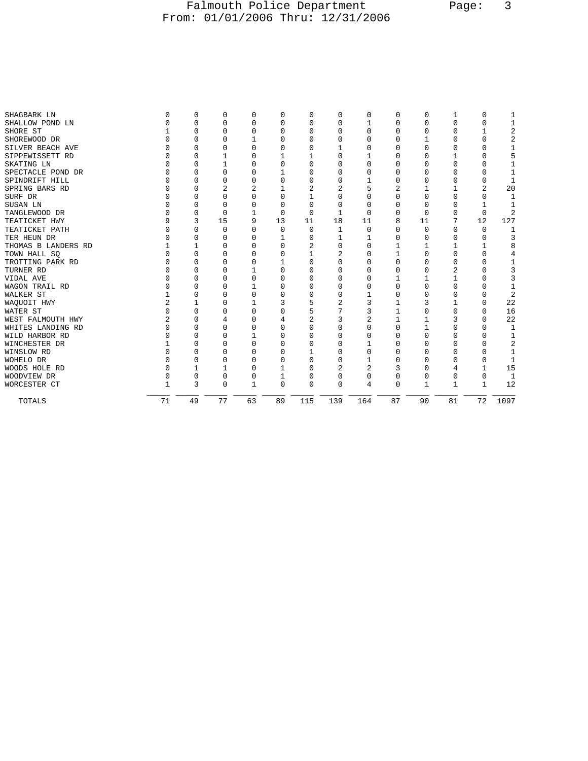| | | | | | | | | | | | | | |
|---|---|---|---|---|---|---|---|---|---|---|---|---|---|
| SHAGBARK LN | 0 | 0 | 0 | 0 | 0 | 0 | 0 | 0 | 0 | 0 | 1 | 0 | 1 |
| SHALLOW POND LN | 0 | 0 | 0 | 0 | 0 | 0 | 0 | 1 | 0 | 0 | 0 | 0 | 1 |
| SHORE ST | 1 | 0 | 0 | 0 | 0 | 0 | 0 | 0 | 0 | 0 | 0 | 1 | 2 |
| SHOREWOOD DR | 0 | 0 | 0 | 1 | 0 | 0 | 0 | 0 | 0 | 1 | 0 | 0 | 2 |
| SILVER BEACH AVE | 0 | 0 | 0 | 0 | 0 | 0 | 1 | 0 | 0 | 0 | 0 | 0 | 1 |
| SIPPEWISSETT RD | 0 | 0 | 1 | 0 | 1 | 1 | 0 | 1 | 0 | 0 | 1 | 0 | 5 |
| SKATING LN | 0 | 0 | 1 | 0 | 0 | 0 | 0 | 0 | 0 | 0 | 0 | 0 | 1 |
| SPECTACLE POND DR | 0 | 0 | 0 | 0 | 1 | 0 | 0 | 0 | 0 | 0 | 0 | 0 | 1 |
| SPINDRIFT HILL | 0 | 0 | 0 | 0 | 0 | 0 | 0 | 1 | 0 | 0 | 0 | 0 | 1 |
| SPRING BARS RD | 0 | 0 | 2 | 2 | 1 | 2 | 2 | 5 | 2 | 1 | 1 | 2 | 20 |
| SURF DR | 0 | 0 | 0 | 0 | 0 | 1 | 0 | 0 | 0 | 0 | 0 | 0 | 1 |
| SUSAN LN | 0 | 0 | 0 | 0 | 0 | 0 | 0 | 0 | 0 | 0 | 0 | 1 | 1 |
| TANGLEWOOD DR | 0 | 0 | 0 | 1 | 0 | 0 | 1 | 0 | 0 | 0 | 0 | 0 | 2 |
| TEATICKET HWY | 9 | 3 | 15 | 9 | 13 | 11 | 18 | 11 | 8 | 11 | 7 | 12 | 127 |
| TEATICKET PATH | 0 | 0 | 0 | 0 | 0 | 0 | 1 | 0 | 0 | 0 | 0 | 0 | 1 |
| TER HEUN DR | 0 | 0 | 0 | 0 | 1 | 0 | 1 | 1 | 0 | 0 | 0 | 0 | 3 |
| THOMAS B LANDERS RD | 1 | 1 | 0 | 0 | 0 | 2 | 0 | 0 | 1 | 1 | 1 | 1 | 8 |
| TOWN HALL SQ | 0 | 0 | 0 | 0 | 0 | 1 | 2 | 0 | 1 | 0 | 0 | 0 | 4 |
| TROTTING PARK RD | 0 | 0 | 0 | 0 | 1 | 0 | 0 | 0 | 0 | 0 | 0 | 0 | 1 |
| TURNER RD | 0 | 0 | 0 | 1 | 0 | 0 | 0 | 0 | 0 | 0 | 2 | 0 | 3 |
| VIDAL AVE | 0 | 0 | 0 | 0 | 0 | 0 | 0 | 0 | 1 | 1 | 1 | 0 | 3 |
| WAGON TRAIL RD | 0 | 0 | 0 | 1 | 0 | 0 | 0 | 0 | 0 | 0 | 0 | 0 | 1 |
| WALKER ST | 1 | 0 | 0 | 0 | 0 | 0 | 0 | 1 | 0 | 0 | 0 | 0 | 2 |
| WAQUOIT HWY | 2 | 1 | 0 | 1 | 3 | 5 | 2 | 3 | 1 | 3 | 1 | 0 | 22 |
| WATER ST | 0 | 0 | 0 | 0 | 0 | 5 | 7 | 3 | 1 | 0 | 0 | 0 | 16 |
| WEST FALMOUTH HWY | 2 | 0 | 4 | 0 | 4 | 2 | 3 | 2 | 1 | 1 | 3 | 0 | 22 |
| WHITES LANDING RD | 0 | 0 | 0 | 0 | 0 | 0 | 0 | 0 | 0 | 1 | 0 | 0 | 1 |
| WILD HARBOR RD | 0 | 0 | 0 | 1 | 0 | 0 | 0 | 0 | 0 | 0 | 0 | 0 | 1 |
| WINCHESTER DR | 1 | 0 | 0 | 0 | 0 | 0 | 0 | 1 | 0 | 0 | 0 | 0 | 2 |
| WINSLOW RD | 0 | 0 | 0 | 0 | 0 | 1 | 0 | 0 | 0 | 0 | 0 | 0 | 1 |
| WOHELO DR | 0 | 0 | 0 | 0 | 0 | 0 | 0 | 1 | 0 | 0 | 0 | 0 | 1 |
| WOODS HOLE RD | 0 | 1 | 1 | 0 | 1 | 0 | 2 | 2 | 3 | 0 | 4 | 1 | 15 |
| WOODVIEW DR | 0 | 0 | 0 | 0 | 1 | 0 | 0 | 0 | 0 | 0 | 0 | 0 | 1 |
| WORCESTER CT | 1 | 3 | 0 | 1 | 0 | 0 | 0 | 4 | 0 | 1 | 1 | 1 | 12 |
| TOTALS | 71 | 49 | 77 | 63 | 89 | 115 | 139 | 164 | 87 | 90 | 81 | 72 | 1097 |